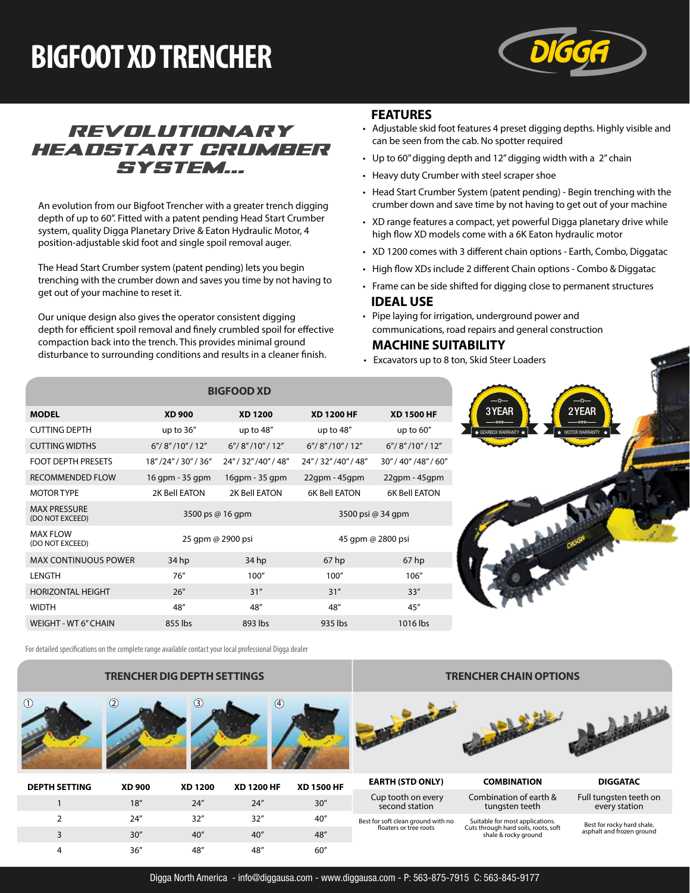# BIGFOOT XD TRENCHER

## REVOLUTIONARY HEADSTART CRUMBER SYSTEM...

An evolution from our Bigfoot Trencher with a greater trench digging depth of up to 60". Fitted with a patent pending Head Start Crumber system, quality Digga Planetary Drive & Eaton Hydraulic Motor, 4 position-adjustable skid foot and single spoil removal auger.

The Head Start Crumber system (patent pending) lets you begin trenching with the crumber down and saves you time by not having to get out of your machine to reset it.

Our unique design also gives the operator consistent digging depth for efficient spoil removal and finely crumbled spoil for effective compaction back into the trench. This provides minimal ground disturbance to surrounding conditions and results in a cleaner finish.

### FEATURES

- Adjustable skid foot features 4 preset digging depths. Highly visible and can be seen from the cab. No spotter required
- Up to 60" digging depth and 12" digging width with a 2" chain
- Heavy duty Crumber with steel scraper shoe
- Head Start Crumber System (patent pending) - Begin trenching with the crumber down and save time by not having to get out of your machine
- XD range features a compact, yet powerful Digga planetary drive while high flow XD models come with a 6K Eaton hydraulic motor
- XD 1200 comes with 3 different chain options - Earth, Combo, Diggatac
- High flow XDs include 2 different Chain options - Combo & Diggatac
- Frame can be side shifted for digging close to permanent structures

### IDEAL USE

- Pipe laying for irrigation, underground power and communications, road repairs and general construction

### MACHINE SUITABILITY

- Excavators up to 8 ton, Skid Steer Loaders

3 YEAR GEARBOX WARRANTY

2 YEAR MOTOR WARRANTY

| BIGFOOD XD | | | | |
|---|---|---|---|---|
| **MODEL** | **XD 900** | **XD 1200** | **XD 1200 HF** | **XD 1500 HF** |
| CUTTING DEPTH | up to 36" | up to 48" | up to 48" | up to 60" |
| CUTTING WIDTHS | 6"/ 8"/10"/ 12" | 6"/ 8"/10"/ 12" | 6"/ 8"/10"/ 12" | 6"/ 8"/10"/ 12" |
| FOOT DEPTH PRESETS | 18"/24"/ 30"/ 36" | 24"/ 32"/40"/ 48" | 24"/ 32"/40"/ 48" | 30"/ 40"/48"/ 60" |
| RECOMMENDED FLOW | 16 gpm - 35 gpm | 16gpm - 35 gpm | 22gpm - 45gpm | 22gpm - 45gpm |
| MOTOR TYPE | 2K Bell EATON | 2K Bell EATON | 6K Bell EATON | 6K Bell EATON |
| MAX PRESSURE (DO NOT EXCEED) | 3500 ps @ 16 gpm | | 3500 psi @ 34 gpm | |
| MAX FLOW (DO NOT EXCEED) | 25 gpm @ 2900 psi | | 45 gpm @ 2800 psi | |
| MAX CONTINUOUS POWER | 34 hp | 34 hp | 67 hp | 67 hp |
| LENGTH | 76" | 100" | 100" | 106" |
| HORIZONTAL HEIGHT | 26" | 31" | 31" | 33" |
| WIDTH | 48" | 48" | 48" | 45" |
| WEIGHT - WT 6" CHAIN | 855 lbs | 893 lbs | 935 lbs | 1016 lbs |

For detailed specifications on the complete range available contact your local professional Digga dealer

### TRENCHER DIG DEPTH SETTINGS

| DEPTH SETTING | XD 900 | XD 1200 | XD 1200 HF | XD 1500 HF |
|---|---|---|---|---|
| 1 | 18" | 24" | 24" | 30" |
| 2 | 24" | 32" | 32" | 40" |
| 3 | 30" | 40" | 40" | 48" |
| 4 | 36" | 48" | 48" | 60" |

### TRENCHER CHAIN OPTIONS

| EARTH (STD ONLY) | COMBINATION | DIGGATAC |
|---|---|---|
| Cup tooth on every second station | Combination of earth & tungsten teeth | Full tungsten teeth on every station |
| Best for soft clean ground with no floaters or tree roots | Suitable for most applications. Cuts through hard soils, roots, soft shale & rocky ground | Best for rocky hard shale, asphalt and frozen ground |

Digga North America - info@diggausa.com - www.diggausa.com - P: 563-875-7915 C: 563-845-9177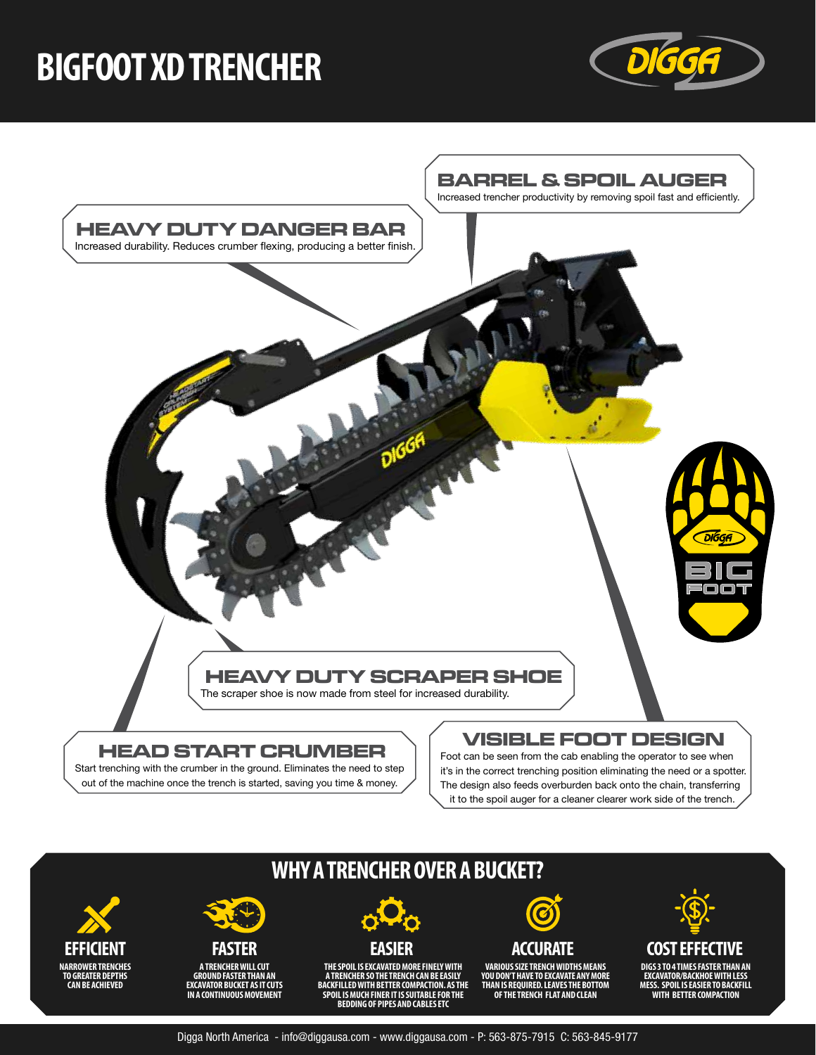# BIGFOOT XD TRENCHER

## BARREL & SPOIL AUGER

Increased trencher productivity by removing spoil fast and efficiently.

## HEAVY DUTY DANGER BAR

Increased durability. Reduces crumber flexing, producing a better finish.

## HEAVY DUTY SCRAPER SHOE

The scraper shoe is now made from steel for increased durability.

## HEAD START CRUMBER

Start trenching with the crumber in the ground. Eliminates the need to step out of the machine once the trench is started, saving you time & money.

## VISIBLE FOOT DESIGN

Foot can be seen from the cab enabling the operator to see when it's in the correct trenching position eliminating the need or a spotter. The design also feeds overburden back onto the chain, transferring it to the spoil auger for a cleaner clearer work side of the trench.

## WHY A TRENCHER OVER A BUCKET?

### EFFICIENT

NARROWER TRENCHES TO GREATER DEPTHS CAN BE ACHIEVED

### FASTER

A TRENCHER WILL CUT GROUND FASTER THAN AN EXCAVATOR BUCKET AS IT CUTS IN A CONTINUOUS MOVEMENT

### EASIER

THE SPOIL IS EXCAVATED MORE FINELY WITH A TRENCHER SO THE TRENCH CAN BE EASILY BACKFILLED WITH BETTER COMPACTION. AS THE SPOIL IS MUCH FINER IT IS SUITABLE FOR THE BEDDING OF PIPES AND CABLES ETC

### ACCURATE

VARIOUS SIZE TRENCH WIDTHS MEANS YOU DON'T HAVE TO EXCAVATE ANY MORE THAN IS REQUIRED. LEAVES THE BOTTOM OF THE TRENCH FLAT AND CLEAN

### COST EFFECTIVE

DIGS 3 TO 4 TIMES FASTER THAN AN EXCAVATOR/BACKHOE WITH LESS MESS. SPOIL IS EASIER TO BACKFILL WITH BETTER COMPACTION

Digga North America - info@diggausa.com - www.diggausa.com - P: 563-875-7915 C: 563-845-9177